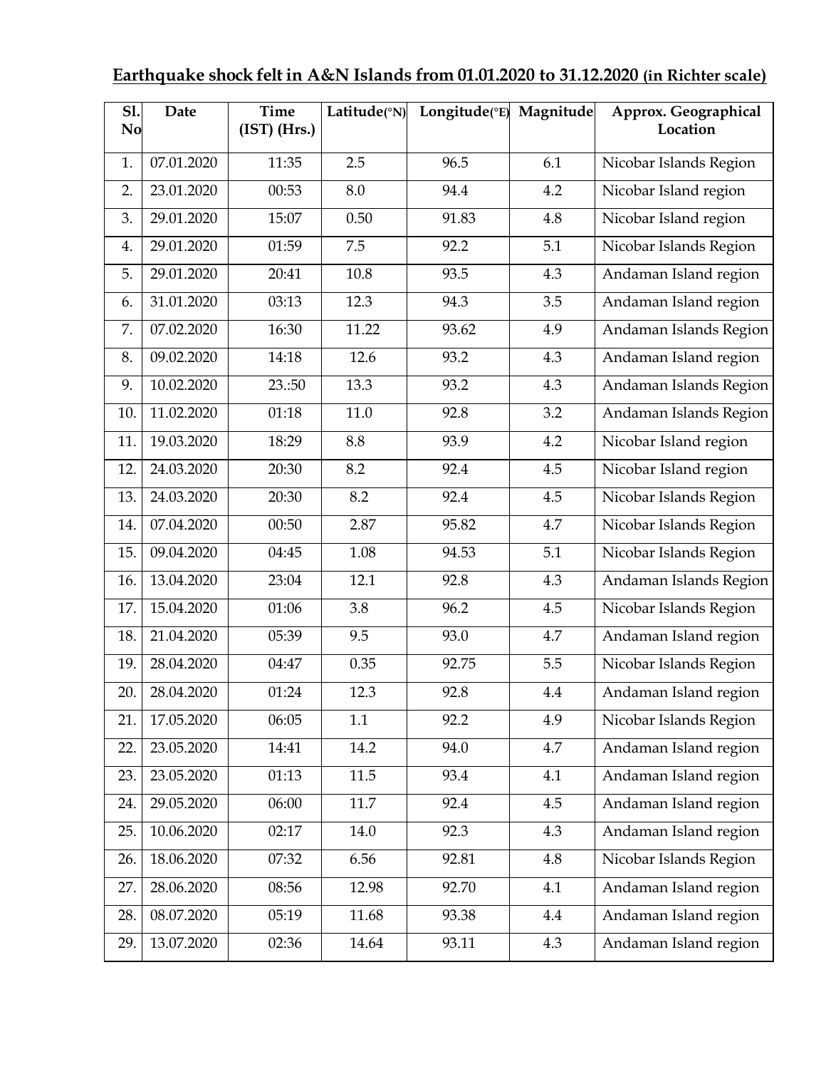# Earthquake shock felt in A&N Islands from 01.01.2020 to 31.12.2020 (in Richter scale)

| Sl. No | Date | Time (IST) (Hrs.) | Latitude(°N) | Longitude(°E) | Magnitude | Approx. Geographical Location |
|---|---|---|---|---|---|---|
| 1. | 07.01.2020 | 11:35 | 2.5 | 96.5 | 6.1 | Nicobar Islands Region |
| 2. | 23.01.2020 | 00:53 | 8.0 | 94.4 | 4.2 | Nicobar Island region |
| 3. | 29.01.2020 | 15:07 | 0.50 | 91.83 | 4.8 | Nicobar Island region |
| 4. | 29.01.2020 | 01:59 | 7.5 | 92.2 | 5.1 | Nicobar Islands Region |
| 5. | 29.01.2020 | 20:41 | 10.8 | 93.5 | 4.3 | Andaman Island region |
| 6. | 31.01.2020 | 03:13 | 12.3 | 94.3 | 3.5 | Andaman Island region |
| 7. | 07.02.2020 | 16:30 | 11.22 | 93.62 | 4.9 | Andaman Islands Region |
| 8. | 09.02.2020 | 14:18 | 12.6 | 93.2 | 4.3 | Andaman Island region |
| 9. | 10.02.2020 | 23.:50 | 13.3 | 93.2 | 4.3 | Andaman Islands Region |
| 10. | 11.02.2020 | 01:18 | 11.0 | 92.8 | 3.2 | Andaman Islands Region |
| 11. | 19.03.2020 | 18:29 | 8.8 | 93.9 | 4.2 | Nicobar Island region |
| 12. | 24.03.2020 | 20:30 | 8.2 | 92.4 | 4.5 | Nicobar Island region |
| 13. | 24.03.2020 | 20:30 | 8.2 | 92.4 | 4.5 | Nicobar Islands Region |
| 14. | 07.04.2020 | 00:50 | 2.87 | 95.82 | 4.7 | Nicobar Islands Region |
| 15. | 09.04.2020 | 04:45 | 1.08 | 94.53 | 5.1 | Nicobar Islands Region |
| 16. | 13.04.2020 | 23:04 | 12.1 | 92.8 | 4.3 | Andaman Islands Region |
| 17. | 15.04.2020 | 01:06 | 3.8 | 96.2 | 4.5 | Nicobar Islands Region |
| 18. | 21.04.2020 | 05:39 | 9.5 | 93.0 | 4.7 | Andaman Island region |
| 19. | 28.04.2020 | 04:47 | 0.35 | 92.75 | 5.5 | Nicobar Islands Region |
| 20. | 28.04.2020 | 01:24 | 12.3 | 92.8 | 4.4 | Andaman Island region |
| 21. | 17.05.2020 | 06:05 | 1.1 | 92.2 | 4.9 | Nicobar Islands Region |
| 22. | 23.05.2020 | 14:41 | 14.2 | 94.0 | 4.7 | Andaman Island region |
| 23. | 23.05.2020 | 01:13 | 11.5 | 93.4 | 4.1 | Andaman Island region |
| 24. | 29.05.2020 | 06:00 | 11.7 | 92.4 | 4.5 | Andaman Island region |
| 25. | 10.06.2020 | 02:17 | 14.0 | 92.3 | 4.3 | Andaman Island region |
| 26. | 18.06.2020 | 07:32 | 6.56 | 92.81 | 4.8 | Nicobar Islands Region |
| 27. | 28.06.2020 | 08:56 | 12.98 | 92.70 | 4.1 | Andaman Island region |
| 28. | 08.07.2020 | 05:19 | 11.68 | 93.38 | 4.4 | Andaman Island region |
| 29. | 13.07.2020 | 02:36 | 14.64 | 93.11 | 4.3 | Andaman Island region |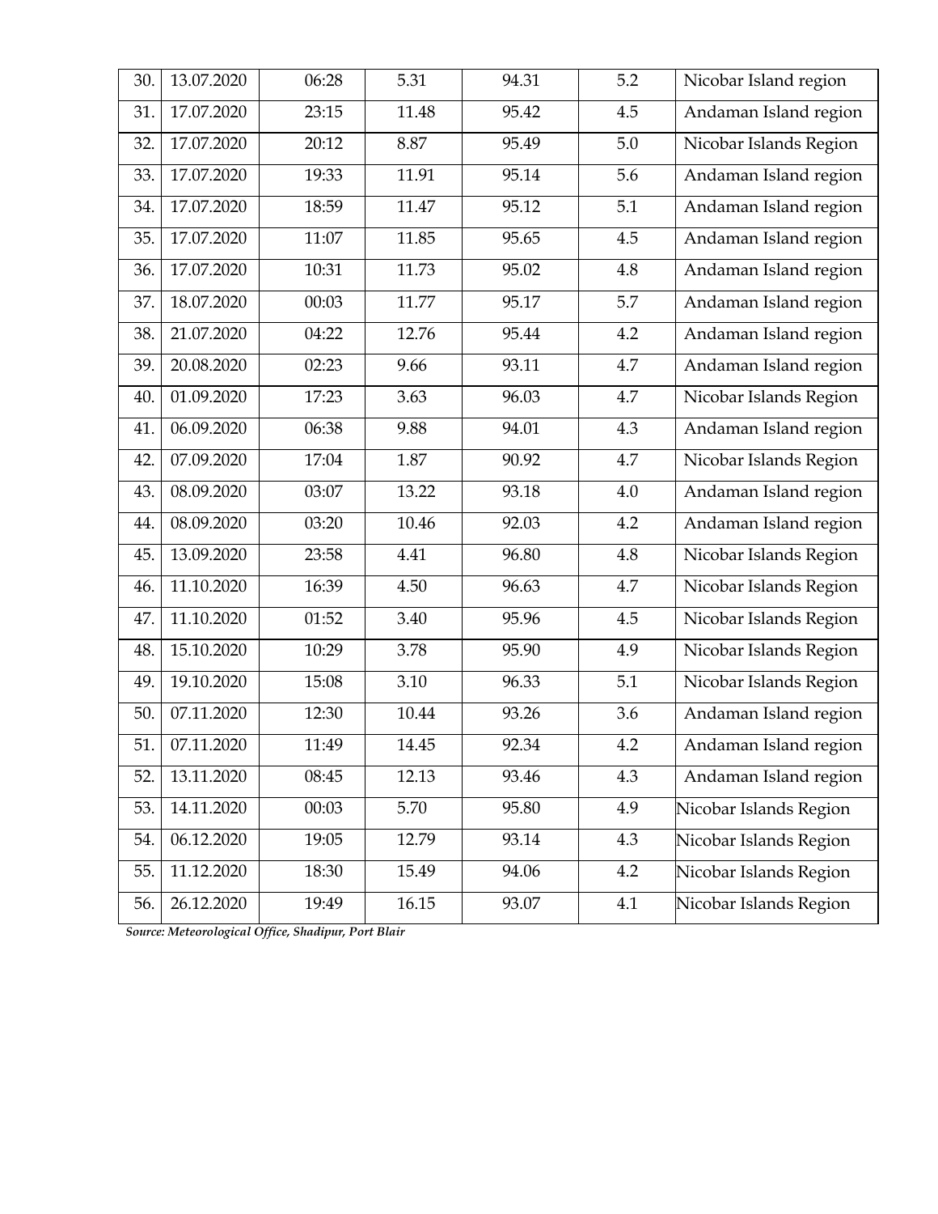| | | | | | | |
|---|---|---|---|---|---|---|
| 30. | 13.07.2020 | 06:28 | 5.31 | 94.31 | 5.2 | Nicobar Island region |
| 31. | 17.07.2020 | 23:15 | 11.48 | 95.42 | 4.5 | Andaman Island region |
| 32. | 17.07.2020 | 20:12 | 8.87 | 95.49 | 5.0 | Nicobar Islands Region |
| 33. | 17.07.2020 | 19:33 | 11.91 | 95.14 | 5.6 | Andaman Island region |
| 34. | 17.07.2020 | 18:59 | 11.47 | 95.12 | 5.1 | Andaman Island region |
| 35. | 17.07.2020 | 11:07 | 11.85 | 95.65 | 4.5 | Andaman Island region |
| 36. | 17.07.2020 | 10:31 | 11.73 | 95.02 | 4.8 | Andaman Island region |
| 37. | 18.07.2020 | 00:03 | 11.77 | 95.17 | 5.7 | Andaman Island region |
| 38. | 21.07.2020 | 04:22 | 12.76 | 95.44 | 4.2 | Andaman Island region |
| 39. | 20.08.2020 | 02:23 | 9.66 | 93.11 | 4.7 | Andaman Island region |
| 40. | 01.09.2020 | 17:23 | 3.63 | 96.03 | 4.7 | Nicobar Islands Region |
| 41. | 06.09.2020 | 06:38 | 9.88 | 94.01 | 4.3 | Andaman Island region |
| 42. | 07.09.2020 | 17:04 | 1.87 | 90.92 | 4.7 | Nicobar Islands Region |
| 43. | 08.09.2020 | 03:07 | 13.22 | 93.18 | 4.0 | Andaman Island region |
| 44. | 08.09.2020 | 03:20 | 10.46 | 92.03 | 4.2 | Andaman Island region |
| 45. | 13.09.2020 | 23:58 | 4.41 | 96.80 | 4.8 | Nicobar Islands Region |
| 46. | 11.10.2020 | 16:39 | 4.50 | 96.63 | 4.7 | Nicobar Islands Region |
| 47. | 11.10.2020 | 01:52 | 3.40 | 95.96 | 4.5 | Nicobar Islands Region |
| 48. | 15.10.2020 | 10:29 | 3.78 | 95.90 | 4.9 | Nicobar Islands Region |
| 49. | 19.10.2020 | 15:08 | 3.10 | 96.33 | 5.1 | Nicobar Islands Region |
| 50. | 07.11.2020 | 12:30 | 10.44 | 93.26 | 3.6 | Andaman Island region |
| 51. | 07.11.2020 | 11:49 | 14.45 | 92.34 | 4.2 | Andaman Island region |
| 52. | 13.11.2020 | 08:45 | 12.13 | 93.46 | 4.3 | Andaman Island region |
| 53. | 14.11.2020 | 00:03 | 5.70 | 95.80 | 4.9 | Nicobar Islands Region |
| 54. | 06.12.2020 | 19:05 | 12.79 | 93.14 | 4.3 | Nicobar Islands Region |
| 55. | 11.12.2020 | 18:30 | 15.49 | 94.06 | 4.2 | Nicobar Islands Region |
| 56. | 26.12.2020 | 19:49 | 16.15 | 93.07 | 4.1 | Nicobar Islands Region |

*Source: Meteorological Office, Shadipur, Port Blair*